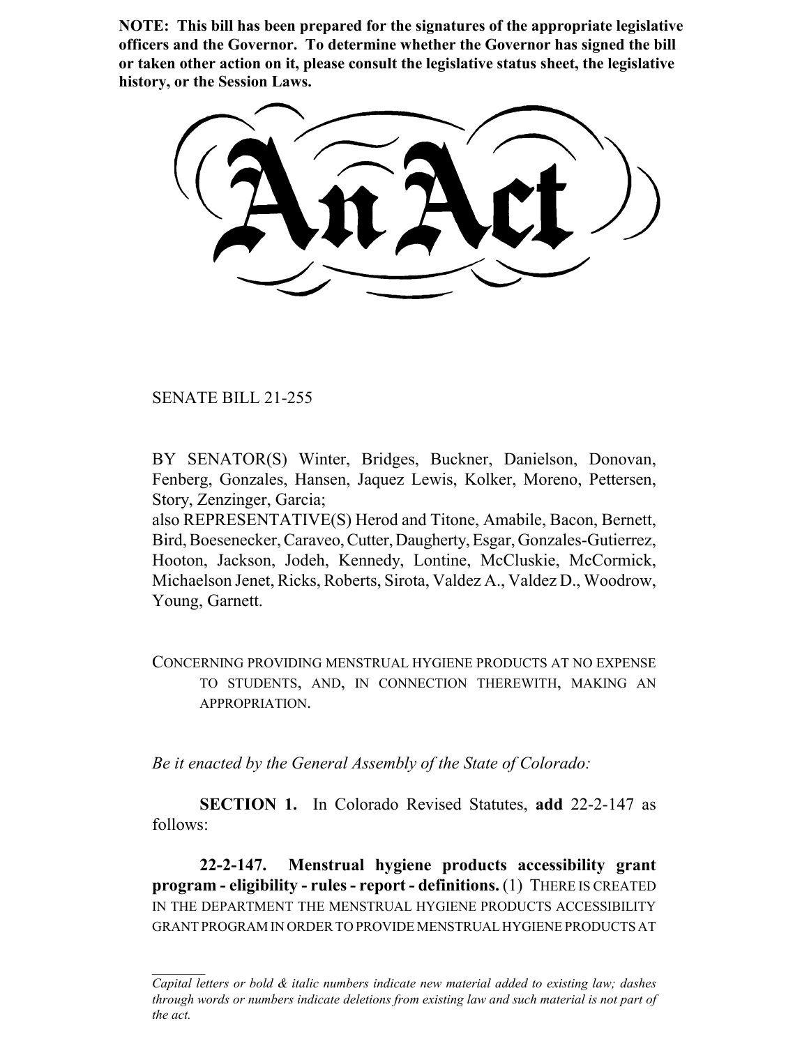**NOTE: This bill has been prepared for the signatures of the appropriate legislative officers and the Governor. To determine whether the Governor has signed the bill or taken other action on it, please consult the legislative status sheet, the legislative history, or the Session Laws.**

# An Act

SENATE BILL 21-255

BY SENATOR(S) Winter, Bridges, Buckner, Danielson, Donovan, Fenberg, Gonzales, Hansen, Jaquez Lewis, Kolker, Moreno, Pettersen, Story, Zenzinger, Garcia;
also REPRESENTATIVE(S) Herod and Titone, Amabile, Bacon, Bernett, Bird, Boesenecker, Caraveo, Cutter, Daugherty, Esgar, Gonzales-Gutierrez, Hooton, Jackson, Jodeh, Kennedy, Lontine, McCluskie, McCormick, Michaelson Jenet, Ricks, Roberts, Sirota, Valdez A., Valdez D., Woodrow, Young, Garnett.

CONCERNING PROVIDING MENSTRUAL HYGIENE PRODUCTS AT NO EXPENSE TO STUDENTS, AND, IN CONNECTION THEREWITH, MAKING AN APPROPRIATION.

*Be it enacted by the General Assembly of the State of Colorado:*

**SECTION 1.** In Colorado Revised Statutes, **add** 22-2-147 as follows:

**22-2-147. Menstrual hygiene products accessibility grant program - eligibility - rules - report - definitions.** (1) THERE IS CREATED IN THE DEPARTMENT THE MENSTRUAL HYGIENE PRODUCTS ACCESSIBILITY GRANT PROGRAM IN ORDER TO PROVIDE MENSTRUAL HYGIENE PRODUCTS AT

*Capital letters or bold & italic numbers indicate new material added to existing law; dashes through words or numbers indicate deletions from existing law and such material is not part of the act.*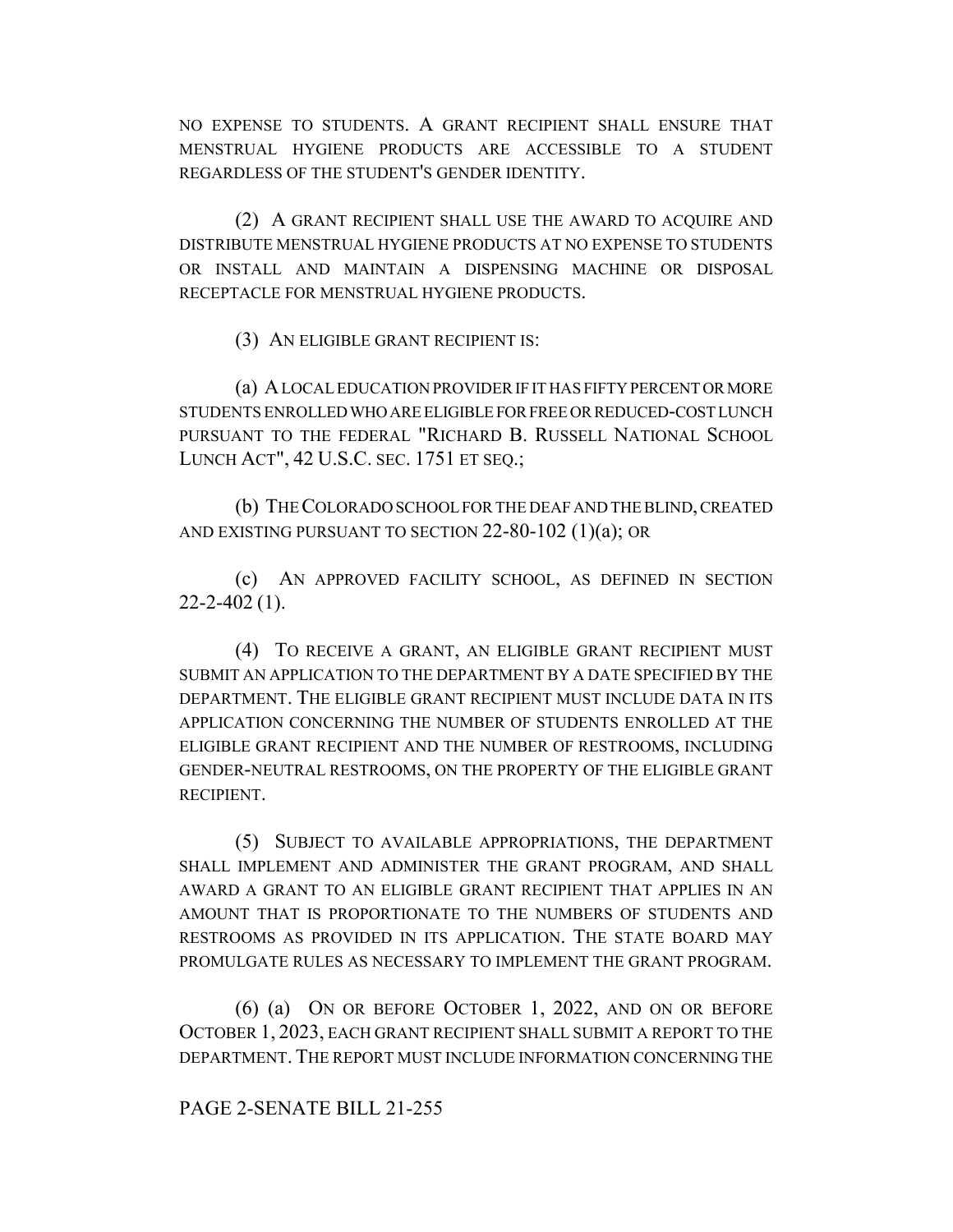NO EXPENSE TO STUDENTS. A GRANT RECIPIENT SHALL ENSURE THAT MENSTRUAL HYGIENE PRODUCTS ARE ACCESSIBLE TO A STUDENT REGARDLESS OF THE STUDENT'S GENDER IDENTITY.

(2) A GRANT RECIPIENT SHALL USE THE AWARD TO ACQUIRE AND DISTRIBUTE MENSTRUAL HYGIENE PRODUCTS AT NO EXPENSE TO STUDENTS OR INSTALL AND MAINTAIN A DISPENSING MACHINE OR DISPOSAL RECEPTACLE FOR MENSTRUAL HYGIENE PRODUCTS.

(3) AN ELIGIBLE GRANT RECIPIENT IS:

(a) A LOCAL EDUCATION PROVIDER IF IT HAS FIFTY PERCENT OR MORE STUDENTS ENROLLED WHO ARE ELIGIBLE FOR FREE OR REDUCED-COST LUNCH PURSUANT TO THE FEDERAL "RICHARD B. RUSSELL NATIONAL SCHOOL LUNCH ACT", 42 U.S.C. SEC. 1751 ET SEQ.;

(b) THE COLORADO SCHOOL FOR THE DEAF AND THE BLIND, CREATED AND EXISTING PURSUANT TO SECTION 22-80-102 (1)(a); OR

(c) AN APPROVED FACILITY SCHOOL, AS DEFINED IN SECTION 22-2-402 (1).

(4) TO RECEIVE A GRANT, AN ELIGIBLE GRANT RECIPIENT MUST SUBMIT AN APPLICATION TO THE DEPARTMENT BY A DATE SPECIFIED BY THE DEPARTMENT. THE ELIGIBLE GRANT RECIPIENT MUST INCLUDE DATA IN ITS APPLICATION CONCERNING THE NUMBER OF STUDENTS ENROLLED AT THE ELIGIBLE GRANT RECIPIENT AND THE NUMBER OF RESTROOMS, INCLUDING GENDER-NEUTRAL RESTROOMS, ON THE PROPERTY OF THE ELIGIBLE GRANT RECIPIENT.

(5) SUBJECT TO AVAILABLE APPROPRIATIONS, THE DEPARTMENT SHALL IMPLEMENT AND ADMINISTER THE GRANT PROGRAM, AND SHALL AWARD A GRANT TO AN ELIGIBLE GRANT RECIPIENT THAT APPLIES IN AN AMOUNT THAT IS PROPORTIONATE TO THE NUMBERS OF STUDENTS AND RESTROOMS AS PROVIDED IN ITS APPLICATION. THE STATE BOARD MAY PROMULGATE RULES AS NECESSARY TO IMPLEMENT THE GRANT PROGRAM.

(6) (a) ON OR BEFORE OCTOBER 1, 2022, AND ON OR BEFORE OCTOBER 1, 2023, EACH GRANT RECIPIENT SHALL SUBMIT A REPORT TO THE DEPARTMENT. THE REPORT MUST INCLUDE INFORMATION CONCERNING THE

PAGE 2-SENATE BILL 21-255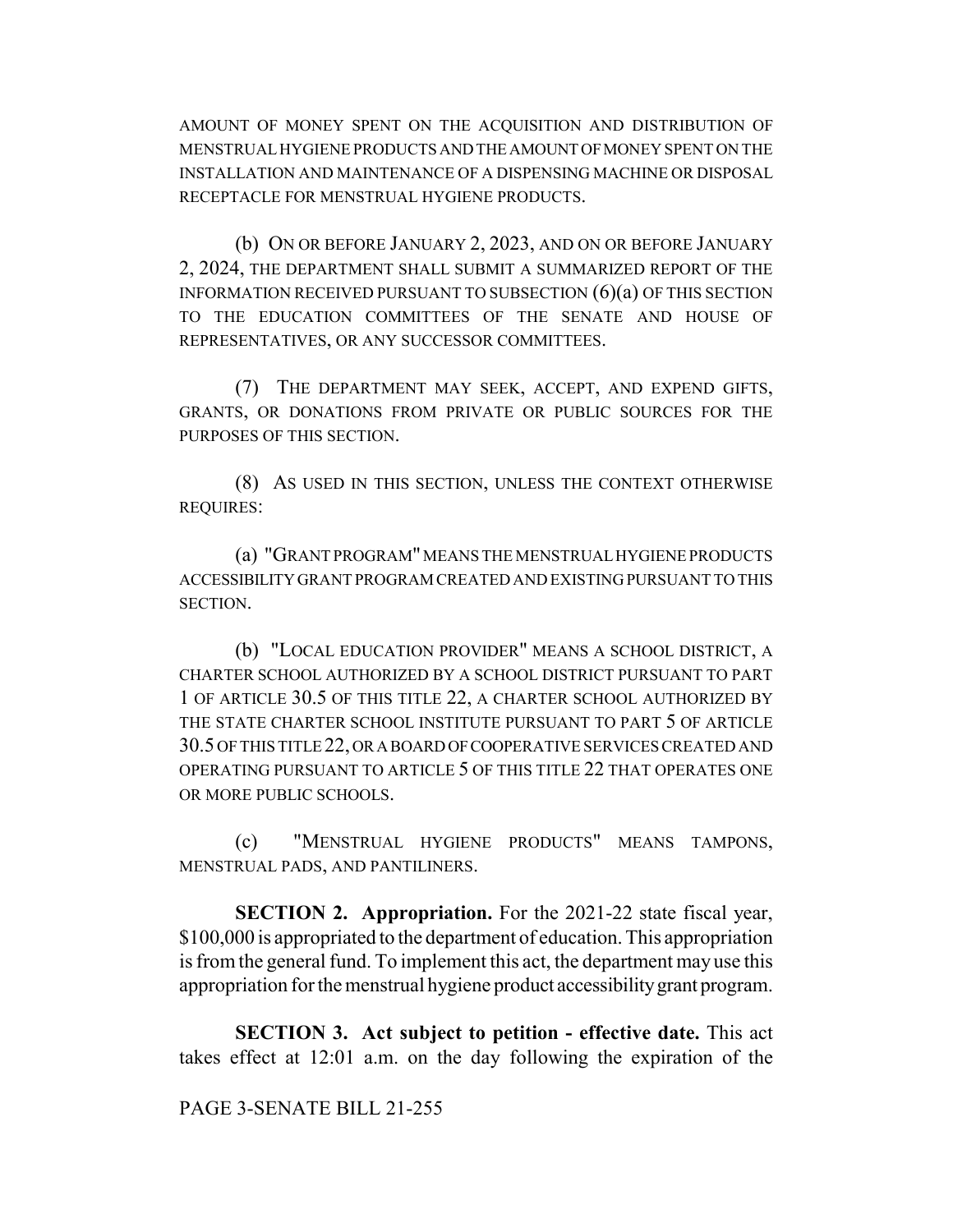AMOUNT OF MONEY SPENT ON THE ACQUISITION AND DISTRIBUTION OF MENSTRUAL HYGIENE PRODUCTS AND THE AMOUNT OF MONEY SPENT ON THE INSTALLATION AND MAINTENANCE OF A DISPENSING MACHINE OR DISPOSAL RECEPTACLE FOR MENSTRUAL HYGIENE PRODUCTS.

(b) ON OR BEFORE JANUARY 2, 2023, AND ON OR BEFORE JANUARY 2, 2024, THE DEPARTMENT SHALL SUBMIT A SUMMARIZED REPORT OF THE INFORMATION RECEIVED PURSUANT TO SUBSECTION (6)(a) OF THIS SECTION TO THE EDUCATION COMMITTEES OF THE SENATE AND HOUSE OF REPRESENTATIVES, OR ANY SUCCESSOR COMMITTEES.

(7) THE DEPARTMENT MAY SEEK, ACCEPT, AND EXPEND GIFTS, GRANTS, OR DONATIONS FROM PRIVATE OR PUBLIC SOURCES FOR THE PURPOSES OF THIS SECTION.

(8) AS USED IN THIS SECTION, UNLESS THE CONTEXT OTHERWISE REQUIRES:

(a) "GRANT PROGRAM" MEANS THE MENSTRUAL HYGIENE PRODUCTS ACCESSIBILITY GRANT PROGRAM CREATED AND EXISTING PURSUANT TO THIS SECTION.

(b) "LOCAL EDUCATION PROVIDER" MEANS A SCHOOL DISTRICT, A CHARTER SCHOOL AUTHORIZED BY A SCHOOL DISTRICT PURSUANT TO PART 1 OF ARTICLE 30.5 OF THIS TITLE 22, A CHARTER SCHOOL AUTHORIZED BY THE STATE CHARTER SCHOOL INSTITUTE PURSUANT TO PART 5 OF ARTICLE 30.5 OF THIS TITLE 22, OR A BOARD OF COOPERATIVE SERVICES CREATED AND OPERATING PURSUANT TO ARTICLE 5 OF THIS TITLE 22 THAT OPERATES ONE OR MORE PUBLIC SCHOOLS.

(c) "MENSTRUAL HYGIENE PRODUCTS" MEANS TAMPONS, MENSTRUAL PADS, AND PANTILINERS.

**SECTION 2. Appropriation.** For the 2021-22 state fiscal year, $100,000 is appropriated to the department of education. This appropriation is from the general fund. To implement this act, the department may use this appropriation for the menstrual hygiene product accessibility grant program.

**SECTION 3. Act subject to petition - effective date.** This act takes effect at 12:01 a.m. on the day following the expiration of the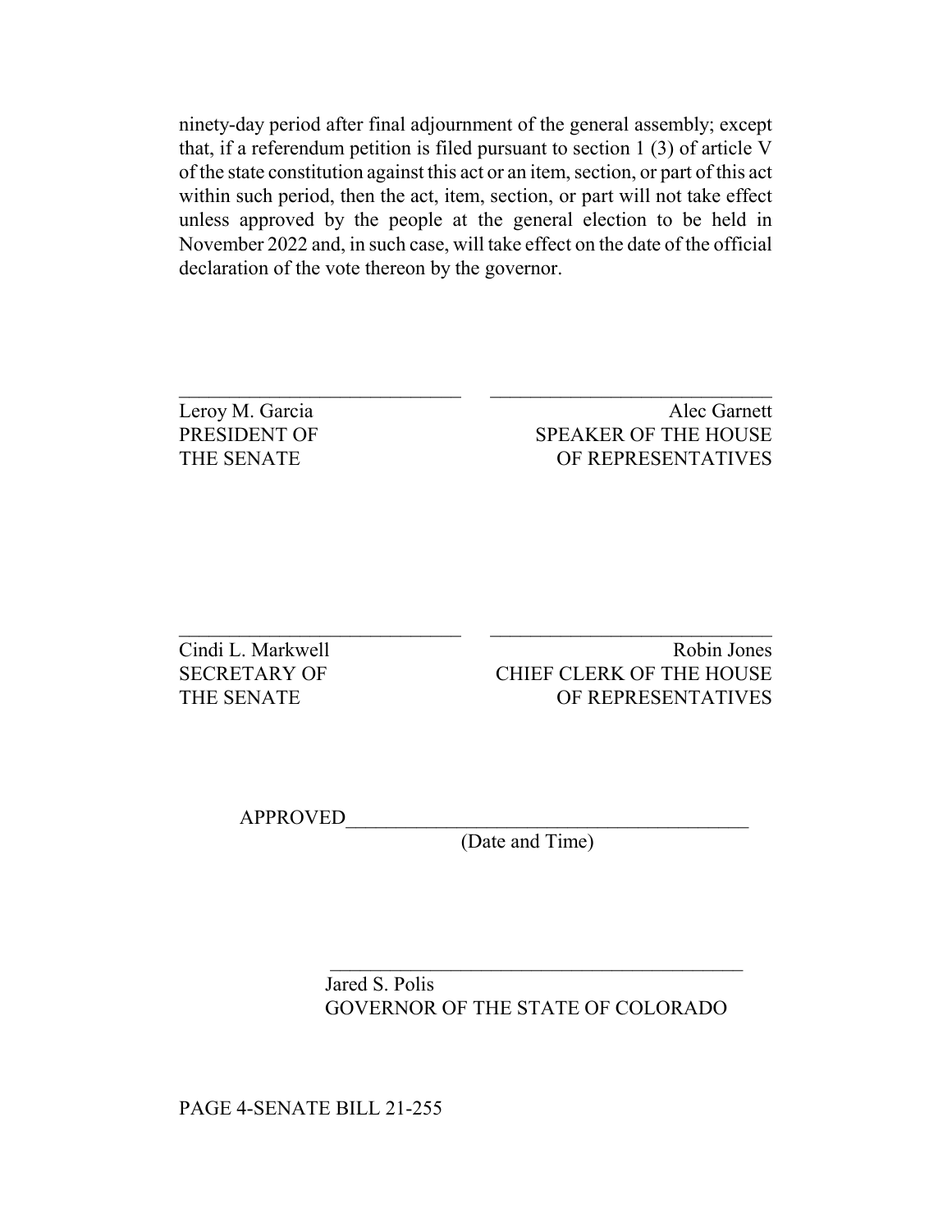ninety-day period after final adjournment of the general assembly; except that, if a referendum petition is filed pursuant to section 1 (3) of article V of the state constitution against this act or an item, section, or part of this act within such period, then the act, item, section, or part will not take effect unless approved by the people at the general election to be held in November 2022 and, in such case, will take effect on the date of the official declaration of the vote thereon by the governor.

| | |
|---|---|
| \_\_\_\_\_\_\_\_\_\_\_\_\_\_\_\_\_\_\_\_\_\_\_\_\_\_\_\_ | \_\_\_\_\_\_\_\_\_\_\_\_\_\_\_\_\_\_\_\_\_\_\_\_\_\_\_\_ |
| Leroy M. Garcia<br>PRESIDENT OF<br>THE SENATE | Alec Garnett<br>SPEAKER OF THE HOUSE<br>OF REPRESENTATIVES |
| \_\_\_\_\_\_\_\_\_\_\_\_\_\_\_\_\_\_\_\_\_\_\_\_\_\_\_\_ | \_\_\_\_\_\_\_\_\_\_\_\_\_\_\_\_\_\_\_\_\_\_\_\_\_\_\_\_ |
| Cindi L. Markwell<br>SECRETARY OF<br>THE SENATE | Robin Jones<br>CHIEF CLERK OF THE HOUSE<br>OF REPRESENTATIVES |

APPROVED\_\_\_\_\_\_\_\_\_\_\_\_\_\_\_\_\_\_\_\_\_\_\_\_\_\_\_\_\_\_\_\_\_\_\_\_\_\_\_\_
(Date and Time)

\_\_\_\_\_\_\_\_\_\_\_\_\_\_\_\_\_\_\_\_\_\_\_\_\_\_\_\_\_\_\_\_\_\_\_\_\_\_\_\_
Jared S. Polis
GOVERNOR OF THE STATE OF COLORADO

PAGE 4-SENATE BILL 21-255